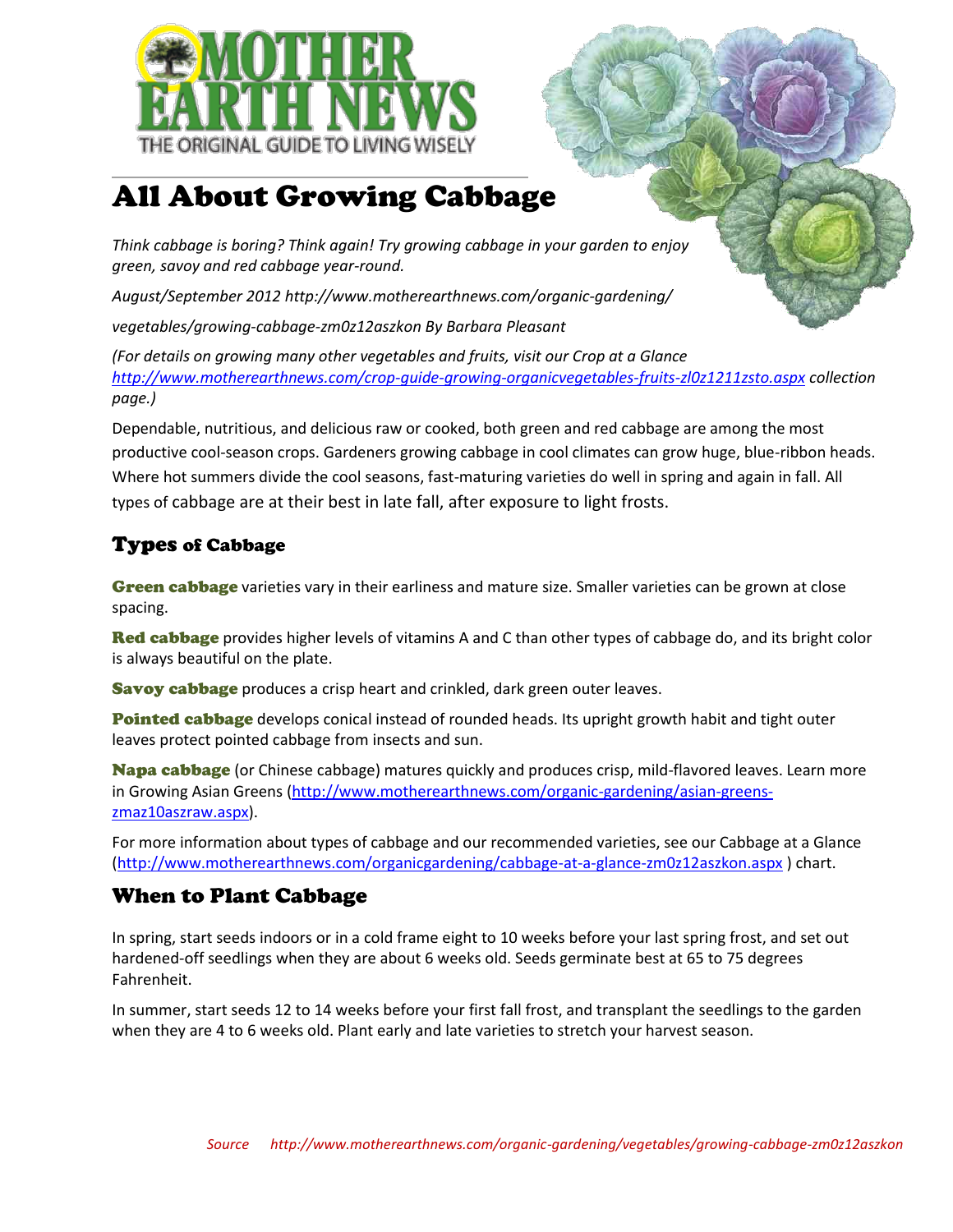MOTHER EARTH NEWS

THE ORIGINAL GUIDE TO LIVING WISELY

# All About Growing Cabbage

*Think cabbage is boring? Think again! Try growing cabbage in your garden to enjoy green, savoy and red cabbage year-round.*

*August/September 2012 http://www.motherearthnews.com/organic-gardening/*

*vegetables/growing-cabbage-zm0z12aszkon By Barbara Pleasant*

*(For details on growing many other vegetables and fruits, visit our Crop at a Glance [http://www.motherearthnews.com/crop-guide-growing-organicvegetables-fruits-zl0z1211zsto.aspx](http://www.motherearthnews.com/crop-guide-growing-organicvegetables-fruits-zl0z1211zsto.aspx) collection page.)*

Dependable, nutritious, and delicious raw or cooked, both green and red cabbage are among the most productive cool-season crops. Gardeners growing cabbage in cool climates can grow huge, blue-ribbon heads. Where hot summers divide the cool seasons, fast-maturing varieties do well in spring and again in fall. All types of cabbage are at their best in late fall, after exposure to light frosts.

## Types of Cabbage

**Green cabbage** varieties vary in their earliness and mature size. Smaller varieties can be grown at close spacing.

**Red cabbage** provides higher levels of vitamins A and C than other types of cabbage do, and its bright color is always beautiful on the plate.

**Savoy cabbage** produces a crisp heart and crinkled, dark green outer leaves.

**Pointed cabbage** develops conical instead of rounded heads. Its upright growth habit and tight outer leaves protect pointed cabbage from insects and sun.

**Napa cabbage** (or Chinese cabbage) matures quickly and produces crisp, mild-flavored leaves. Learn more in Growing Asian Greens ([http://www.motherearthnews.com/organic-gardening/asian-greens-zmaz10aszraw.aspx](http://www.motherearthnews.com/organic-gardening/asian-greens-zmaz10aszraw.aspx)).

For more information about types of cabbage and our recommended varieties, see our Cabbage at a Glance ([http://www.motherearthnews.com/organicgardening/cabbage-at-a-glance-zm0z12aszkon.aspx](http://www.motherearthnews.com/organicgardening/cabbage-at-a-glance-zm0z12aszkon.aspx) ) chart.

## When to Plant Cabbage

In spring, start seeds indoors or in a cold frame eight to 10 weeks before your last spring frost, and set out hardened-off seedlings when they are about 6 weeks old. Seeds germinate best at 65 to 75 degrees Fahrenheit.

In summer, start seeds 12 to 14 weeks before your first fall frost, and transplant the seedlings to the garden when they are 4 to 6 weeks old. Plant early and late varieties to stretch your harvest season.

*Source http://www.motherearthnews.com/organic-gardening/vegetables/growing-cabbage-zm0z12aszkon*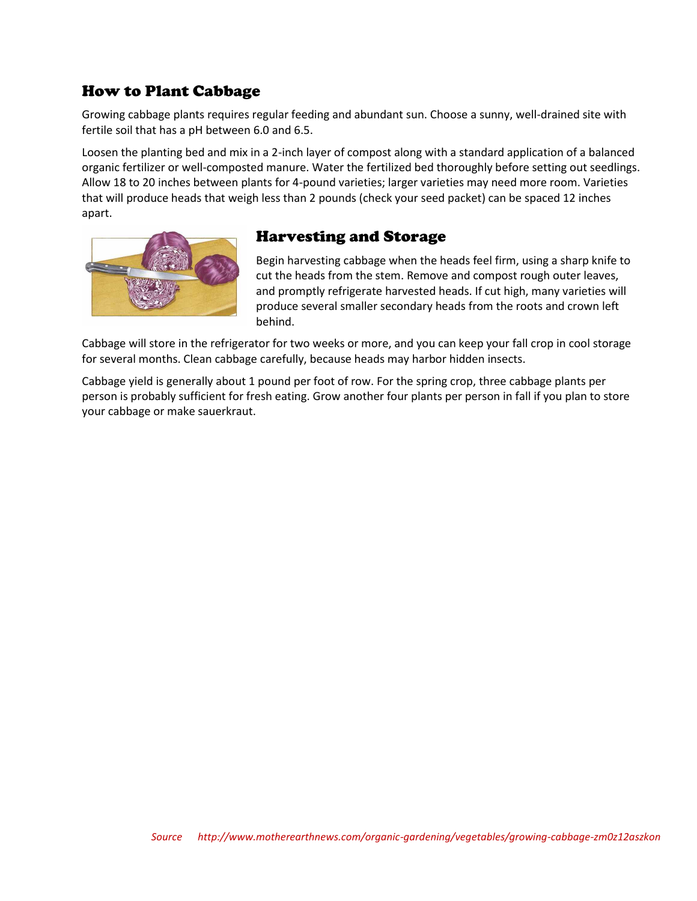## How to Plant Cabbage

Growing cabbage plants requires regular feeding and abundant sun. Choose a sunny, well-drained site with fertile soil that has a pH between 6.0 and 6.5.

Loosen the planting bed and mix in a 2-inch layer of compost along with a standard application of a balanced organic fertilizer or well-composted manure. Water the fertilized bed thoroughly before setting out seedlings. Allow 18 to 20 inches between plants for 4-pound varieties; larger varieties may need more room. Varieties that will produce heads that weigh less than 2 pounds (check your seed packet) can be spaced 12 inches apart.

## Harvesting and Storage

Begin harvesting cabbage when the heads feel firm, using a sharp knife to cut the heads from the stem. Remove and compost rough outer leaves, and promptly refrigerate harvested heads. If cut high, many varieties will produce several smaller secondary heads from the roots and crown left behind.

Cabbage will store in the refrigerator for two weeks or more, and you can keep your fall crop in cool storage for several months. Clean cabbage carefully, because heads may harbor hidden insects.

Cabbage yield is generally about 1 pound per foot of row. For the spring crop, three cabbage plants per person is probably sufficient for fresh eating. Grow another four plants per person in fall if you plan to store your cabbage or make sauerkraut.

*Source http://www.motherearthnews.com/organic-gardening/vegetables/growing-cabbage-zm0z12aszkon*